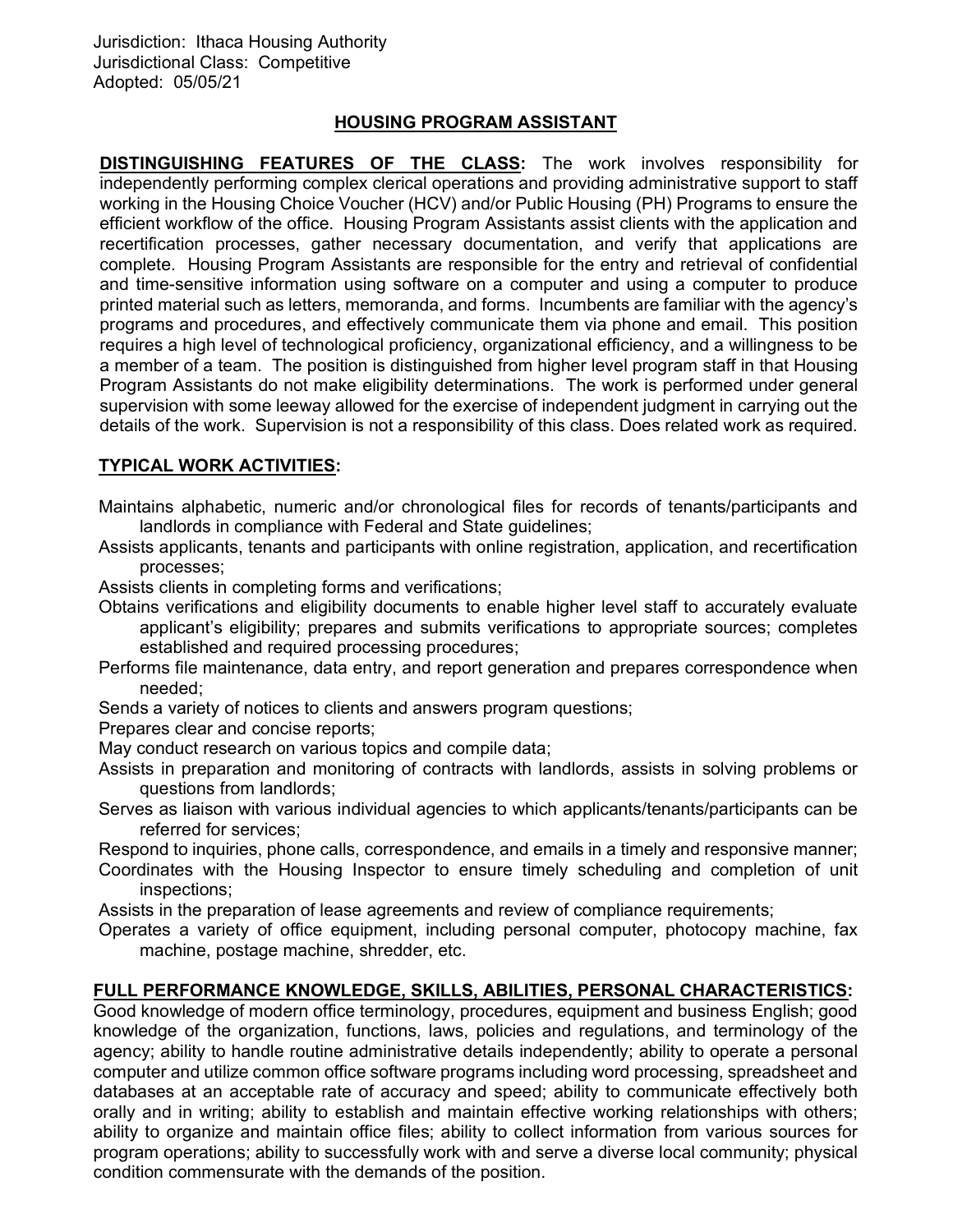Jurisdiction: Ithaca Housing Authority
Jurisdictional Class: Competitive
Adopted: 05/05/21

# HOUSING PROGRAM ASSISTANT

**DISTINGUISHING FEATURES OF THE CLASS:** The work involves responsibility for independently performing complex clerical operations and providing administrative support to staff working in the Housing Choice Voucher (HCV) and/or Public Housing (PH) Programs to ensure the efficient workflow of the office. Housing Program Assistants assist clients with the application and recertification processes, gather necessary documentation, and verify that applications are complete. Housing Program Assistants are responsible for the entry and retrieval of confidential and time-sensitive information using software on a computer and using a computer to produce printed material such as letters, memoranda, and forms. Incumbents are familiar with the agency's programs and procedures, and effectively communicate them via phone and email. This position requires a high level of technological proficiency, organizational efficiency, and a willingness to be a member of a team. The position is distinguished from higher level program staff in that Housing Program Assistants do not make eligibility determinations. The work is performed under general supervision with some leeway allowed for the exercise of independent judgment in carrying out the details of the work. Supervision is not a responsibility of this class. Does related work as required.

## TYPICAL WORK ACTIVITIES:

Maintains alphabetic, numeric and/or chronological files for records of tenants/participants and landlords in compliance with Federal and State guidelines;

Assists applicants, tenants and participants with online registration, application, and recertification processes;

Assists clients in completing forms and verifications;

Obtains verifications and eligibility documents to enable higher level staff to accurately evaluate applicant's eligibility; prepares and submits verifications to appropriate sources; completes established and required processing procedures;

Performs file maintenance, data entry, and report generation and prepares correspondence when needed;

Sends a variety of notices to clients and answers program questions;

Prepares clear and concise reports;

May conduct research on various topics and compile data;

Assists in preparation and monitoring of contracts with landlords, assists in solving problems or questions from landlords;

Serves as liaison with various individual agencies to which applicants/tenants/participants can be referred for services;

Respond to inquiries, phone calls, correspondence, and emails in a timely and responsive manner;

Coordinates with the Housing Inspector to ensure timely scheduling and completion of unit inspections;

Assists in the preparation of lease agreements and review of compliance requirements;

Operates a variety of office equipment, including personal computer, photocopy machine, fax machine, postage machine, shredder, etc.

## FULL PERFORMANCE KNOWLEDGE, SKILLS, ABILITIES, PERSONAL CHARACTERISTICS:

Good knowledge of modern office terminology, procedures, equipment and business English; good knowledge of the organization, functions, laws, policies and regulations, and terminology of the agency; ability to handle routine administrative details independently; ability to operate a personal computer and utilize common office software programs including word processing, spreadsheet and databases at an acceptable rate of accuracy and speed; ability to communicate effectively both orally and in writing; ability to establish and maintain effective working relationships with others; ability to organize and maintain office files; ability to collect information from various sources for program operations; ability to successfully work with and serve a diverse local community; physical condition commensurate with the demands of the position.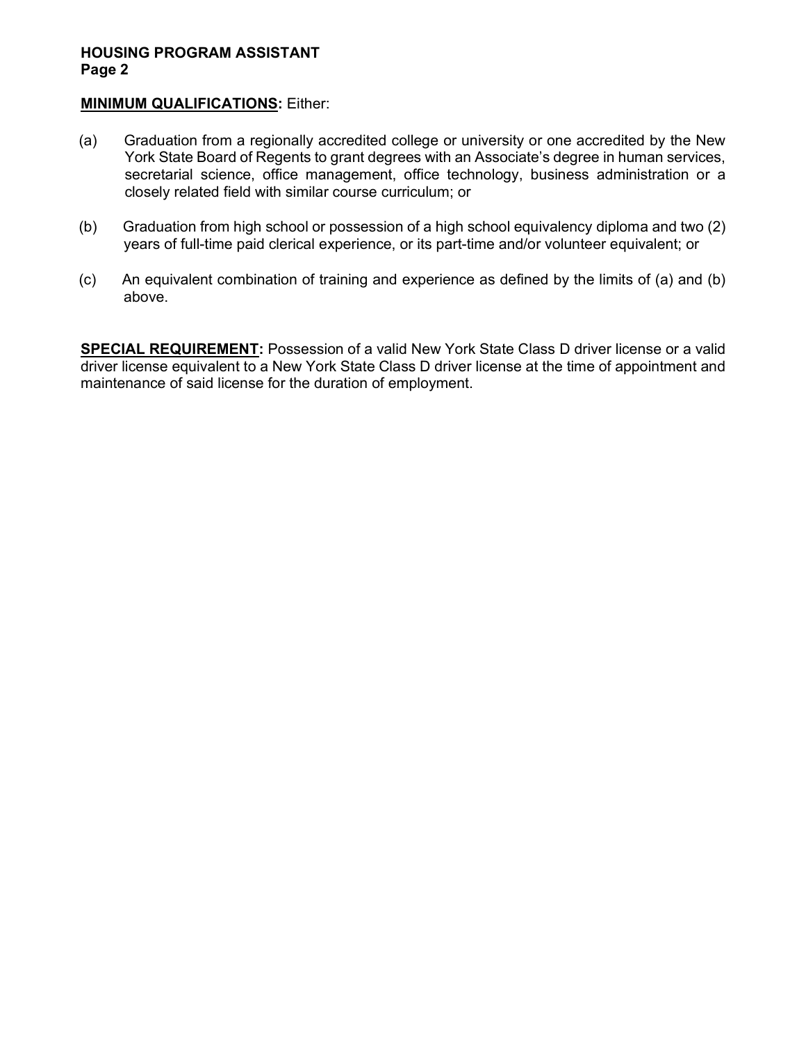**MINIMUM QUALIFICATIONS:** Either:

(a) Graduation from a regionally accredited college or university or one accredited by the New York State Board of Regents to grant degrees with an Associate's degree in human services, secretarial science, office management, office technology, business administration or a closely related field with similar course curriculum; or

(b) Graduation from high school or possession of a high school equivalency diploma and two (2) years of full-time paid clerical experience, or its part-time and/or volunteer equivalent; or

(c) An equivalent combination of training and experience as defined by the limits of (a) and (b) above.

**SPECIAL REQUIREMENT:** Possession of a valid New York State Class D driver license or a valid driver license equivalent to a New York State Class D driver license at the time of appointment and maintenance of said license for the duration of employment.